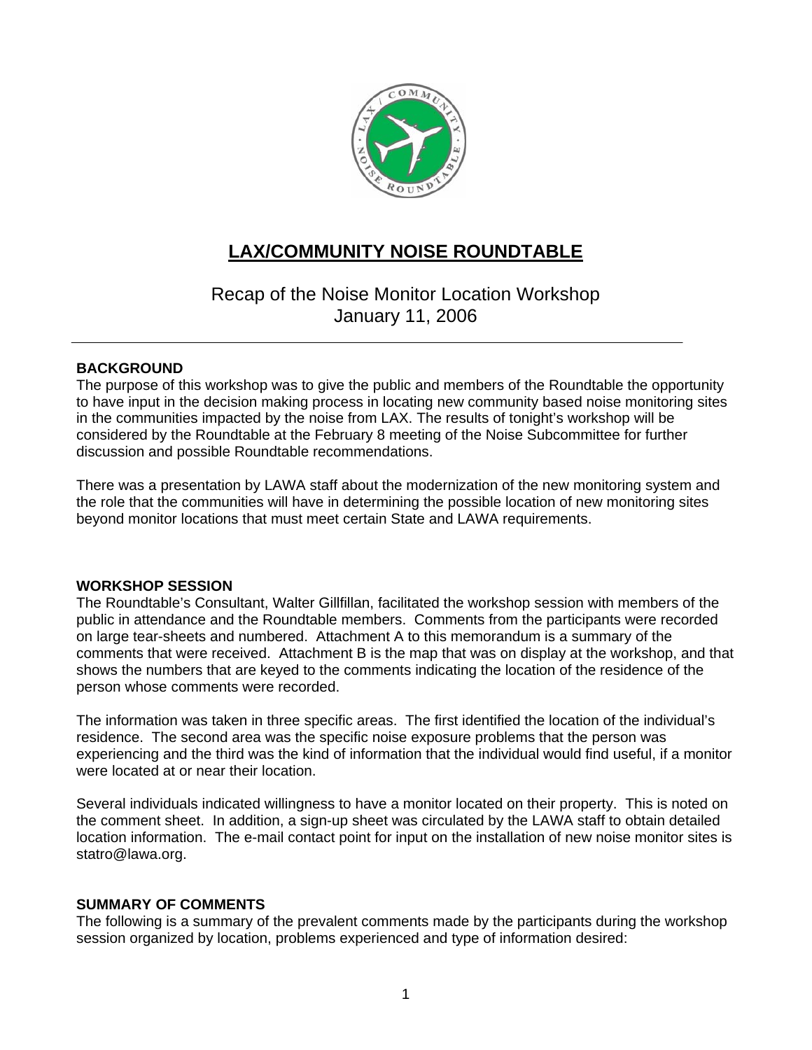# LAX/COMMUNITY NOISE ROUNDTABLE

## Recap of the Noise Monitor Location Workshop
## January 11, 2006

---

### BACKGROUND

The purpose of this workshop was to give the public and members of the Roundtable the opportunity to have input in the decision making process in locating new community based noise monitoring sites in the communities impacted by the noise from LAX. The results of tonight's workshop will be considered by the Roundtable at the February 8 meeting of the Noise Subcommittee for further discussion and possible Roundtable recommendations.

There was a presentation by LAWA staff about the modernization of the new monitoring system and the role that the communities will have in determining the possible location of new monitoring sites beyond monitor locations that must meet certain State and LAWA requirements.

### WORKSHOP SESSION

The Roundtable's Consultant, Walter Gillfillan, facilitated the workshop session with members of the public in attendance and the Roundtable members. Comments from the participants were recorded on large tear-sheets and numbered. Attachment A to this memorandum is a summary of the comments that were received. Attachment B is the map that was on display at the workshop, and that shows the numbers that are keyed to the comments indicating the location of the residence of the person whose comments were recorded.

The information was taken in three specific areas. The first identified the location of the individual's residence. The second area was the specific noise exposure problems that the person was experiencing and the third was the kind of information that the individual would find useful, if a monitor were located at or near their location.

Several individuals indicated willingness to have a monitor located on their property. This is noted on the comment sheet. In addition, a sign-up sheet was circulated by the LAWA staff to obtain detailed location information. The e-mail contact point for input on the installation of new noise monitor sites is statro@lawa.org.

### SUMMARY OF COMMENTS

The following is a summary of the prevalent comments made by the participants during the workshop session organized by location, problems experienced and type of information desired: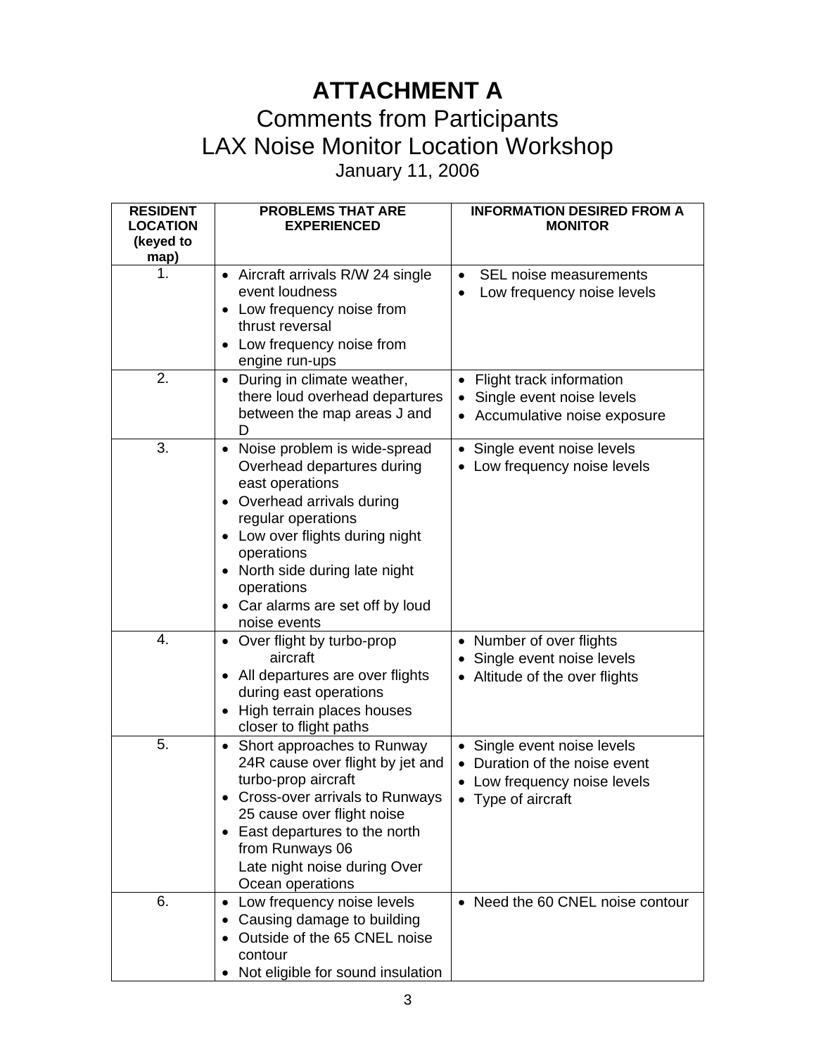# ATTACHMENT A

## Comments from Participants
## LAX Noise Monitor Location Workshop

January 11, 2006

| RESIDENT LOCATION (keyed to map) | PROBLEMS THAT ARE EXPERIENCED | INFORMATION DESIRED FROM A MONITOR |
|---|---|---|
| 1. | • Aircraft arrivals R/W 24 single event loudness<br>• Low frequency noise from thrust reversal<br>• Low frequency noise from engine run-ups | • SEL noise measurements<br>• Low frequency noise levels |
| 2. | • During in climate weather, there loud overhead departures between the map areas J and D | • Flight track information<br>• Single event noise levels<br>• Accumulative noise exposure |
| 3. | • Noise problem is wide-spread Overhead departures during east operations<br>• Overhead arrivals during regular operations<br>• Low over flights during night operations<br>• North side during late night operations<br>• Car alarms are set off by loud noise events | • Single event noise levels<br>• Low frequency noise levels |
| 4. | • Over flight by turbo-prop aircraft<br>• All departures are over flights during east operations<br>• High terrain places houses closer to flight paths | • Number of over flights<br>• Single event noise levels<br>• Altitude of the over flights |
| 5. | • Short approaches to Runway 24R cause over flight by jet and turbo-prop aircraft<br>• Cross-over arrivals to Runways 25 cause over flight noise<br>• East departures to the north from Runways 06 Late night noise during Over Ocean operations | • Single event noise levels<br>• Duration of the noise event<br>• Low frequency noise levels<br>• Type of aircraft |
| 6. | • Low frequency noise levels<br>• Causing damage to building<br>• Outside of the 65 CNEL noise contour<br>• Not eligible for sound insulation | • Need the 60 CNEL noise contour |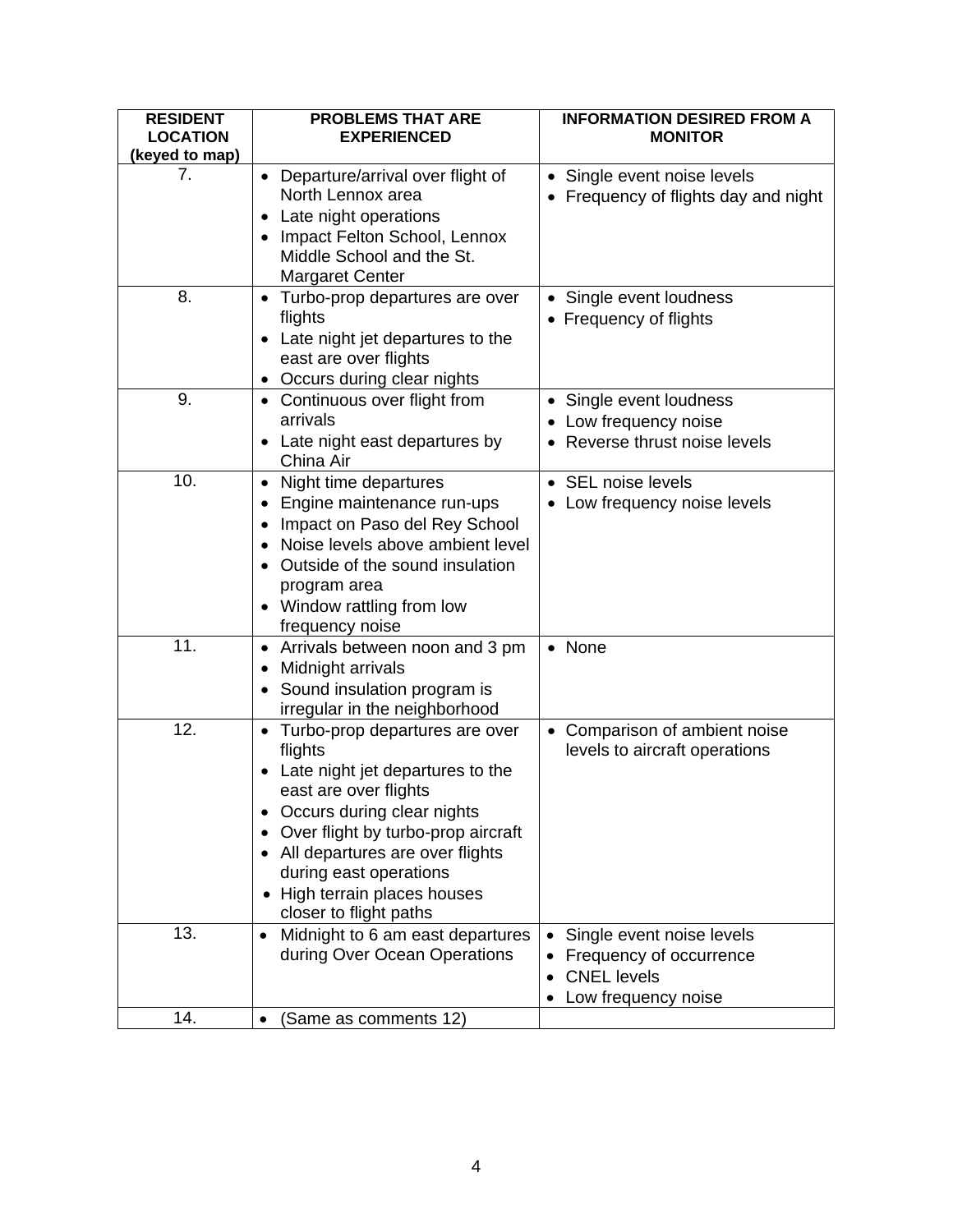| RESIDENT LOCATION (keyed to map) | PROBLEMS THAT ARE EXPERIENCED | INFORMATION DESIRED FROM A MONITOR |
|---|---|---|
| 7. | • Departure/arrival over flight of North Lennox area<br>• Late night operations<br>• Impact Felton School, Lennox Middle School and the St. Margaret Center | • Single event noise levels<br>• Frequency of flights day and night |
| 8. | • Turbo-prop departures are over flights<br>• Late night jet departures to the east are over flights<br>• Occurs during clear nights | • Single event loudness<br>• Frequency of flights |
| 9. | • Continuous over flight from arrivals<br>• Late night east departures by China Air | • Single event loudness<br>• Low frequency noise<br>• Reverse thrust noise levels |
| 10. | • Night time departures<br>• Engine maintenance run-ups<br>• Impact on Paso del Rey School<br>• Noise levels above ambient level<br>• Outside of the sound insulation program area<br>• Window rattling from low frequency noise | • SEL noise levels<br>• Low frequency noise levels |
| 11. | • Arrivals between noon and 3 pm<br>• Midnight arrivals<br>• Sound insulation program is irregular in the neighborhood | • None |
| 12. | • Turbo-prop departures are over flights<br>• Late night jet departures to the east are over flights<br>• Occurs during clear nights<br>• Over flight by turbo-prop aircraft<br>• All departures are over flights during east operations<br>• High terrain places houses closer to flight paths | • Comparison of ambient noise levels to aircraft operations |
| 13. | • Midnight to 6 am east departures during Over Ocean Operations | • Single event noise levels<br>• Frequency of occurrence<br>• CNEL levels<br>• Low frequency noise |
| 14. | • (Same as comments 12) | |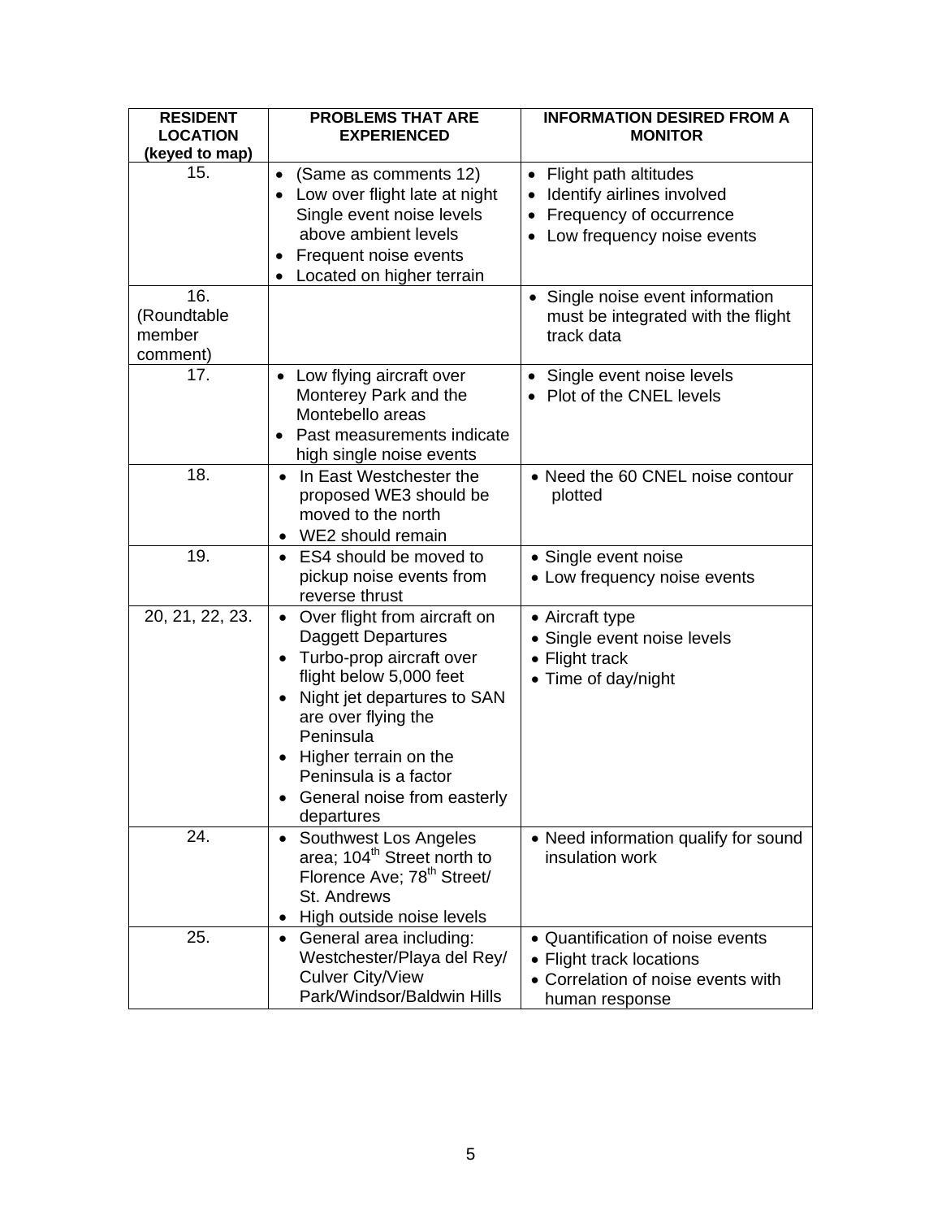| RESIDENT LOCATION (keyed to map) | PROBLEMS THAT ARE EXPERIENCED | INFORMATION DESIRED FROM A MONITOR |
|---|---|---|
| 15. | • (Same as comments 12)<br>• Low over flight late at night Single event noise levels above ambient levels<br>• Frequent noise events<br>• Located on higher terrain | • Flight path altitudes<br>• Identify airlines involved<br>• Frequency of occurrence<br>• Low frequency noise events |
| 16. (Roundtable member comment) | | • Single noise event information must be integrated with the flight track data |
| 17. | • Low flying aircraft over Monterey Park and the Montebello areas<br>• Past measurements indicate high single noise events | • Single event noise levels<br>• Plot of the CNEL levels |
| 18. | • In East Westchester the proposed WE3 should be moved to the north<br>• WE2 should remain | • Need the 60 CNEL noise contour plotted |
| 19. | • ES4 should be moved to pickup noise events from reverse thrust | • Single event noise<br>• Low frequency noise events |
| 20, 21, 22, 23. | • Over flight from aircraft on Daggett Departures<br>• Turbo-prop aircraft over flight below 5,000 feet<br>• Night jet departures to SAN are over flying the Peninsula<br>• Higher terrain on the Peninsula is a factor<br>• General noise from easterly departures | • Aircraft type<br>• Single event noise levels<br>• Flight track<br>• Time of day/night |
| 24. | • Southwest Los Angeles area; 104th Street north to Florence Ave; 78th Street/ St. Andrews<br>• High outside noise levels | • Need information qualify for sound insulation work |
| 25. | • General area including: Westchester/Playa del Rey/ Culver City/View Park/Windsor/Baldwin Hills | • Quantification of noise events<br>• Flight track locations<br>• Correlation of noise events with human response |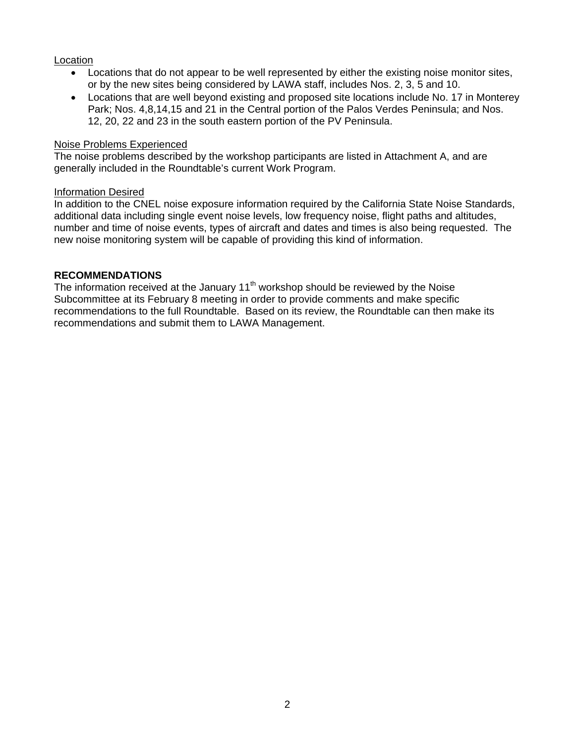<u>Location</u>

- Locations that do not appear to be well represented by either the existing noise monitor sites, or by the new sites being considered by LAWA staff, includes Nos. 2, 3, 5 and 10.
- Locations that are well beyond existing and proposed site locations include No. 17 in Monterey Park; Nos. 4,8,14,15 and 21 in the Central portion of the Palos Verdes Peninsula; and Nos. 12, 20, 22 and 23 in the south eastern portion of the PV Peninsula.

<u>Noise Problems Experienced</u>

The noise problems described by the workshop participants are listed in Attachment A, and are generally included in the Roundtable's current Work Program.

<u>Information Desired</u>

In addition to the CNEL noise exposure information required by the California State Noise Standards, additional data including single event noise levels, low frequency noise, flight paths and altitudes, number and time of noise events, types of aircraft and dates and times is also being requested. The new noise monitoring system will be capable of providing this kind of information.

**RECOMMENDATIONS**

The information received at the January 11th workshop should be reviewed by the Noise Subcommittee at its February 8 meeting in order to provide comments and make specific recommendations to the full Roundtable. Based on its review, the Roundtable can then make its recommendations and submit them to LAWA Management.